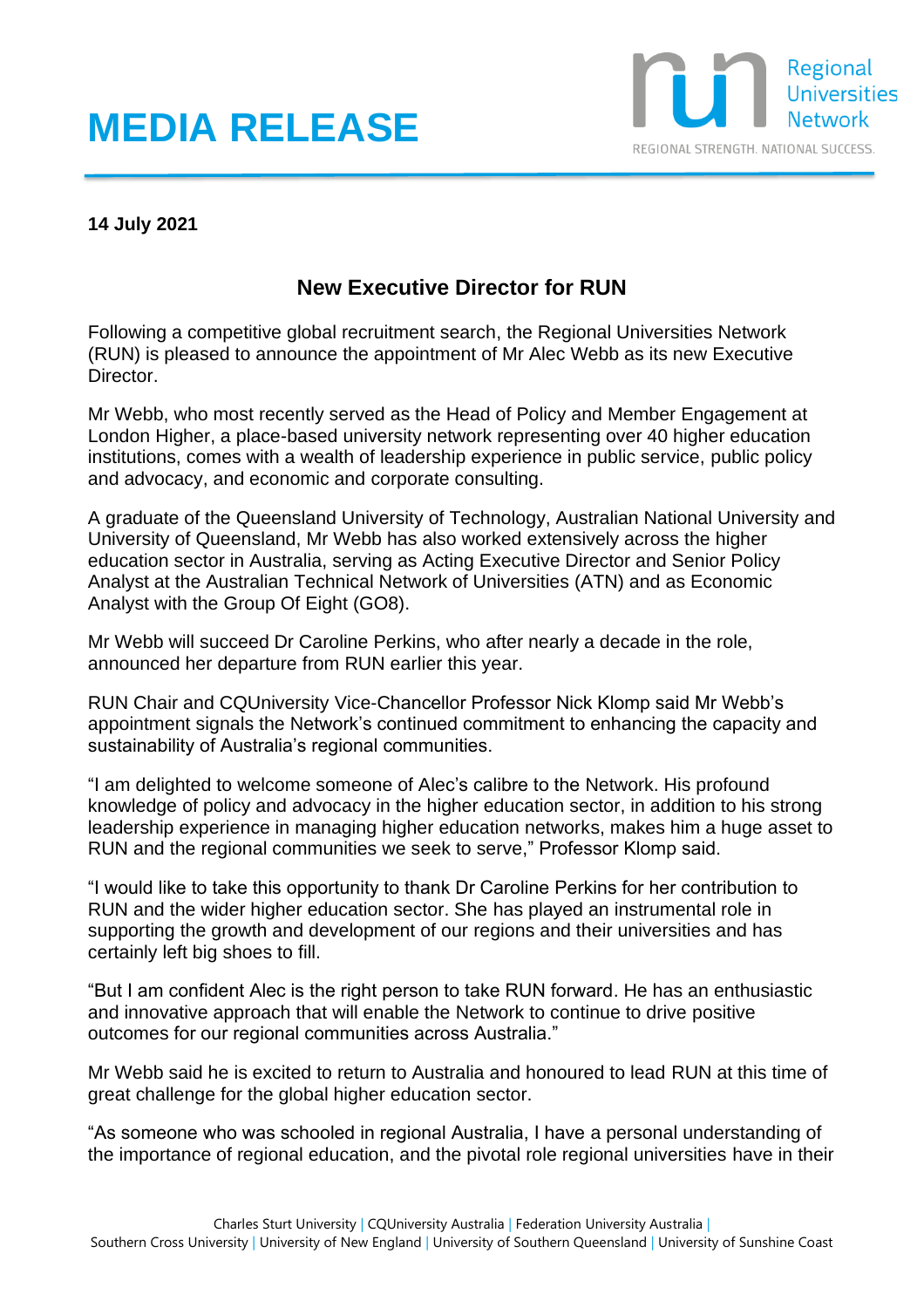# MEDIA RELEASE

Regional Universities Network

REGIONAL STRENGTH. NATIONAL SUCCESS.

**14 July 2021**

## New Executive Director for RUN

Following a competitive global recruitment search, the Regional Universities Network (RUN) is pleased to announce the appointment of Mr Alec Webb as its new Executive Director.

Mr Webb, who most recently served as the Head of Policy and Member Engagement at London Higher, a place-based university network representing over 40 higher education institutions, comes with a wealth of leadership experience in public service, public policy and advocacy, and economic and corporate consulting.

A graduate of the Queensland University of Technology, Australian National University and University of Queensland, Mr Webb has also worked extensively across the higher education sector in Australia, serving as Acting Executive Director and Senior Policy Analyst at the Australian Technical Network of Universities (ATN) and as Economic Analyst with the Group Of Eight (GO8).

Mr Webb will succeed Dr Caroline Perkins, who after nearly a decade in the role, announced her departure from RUN earlier this year.

RUN Chair and CQUniversity Vice-Chancellor Professor Nick Klomp said Mr Webb's appointment signals the Network's continued commitment to enhancing the capacity and sustainability of Australia's regional communities.

"I am delighted to welcome someone of Alec's calibre to the Network. His profound knowledge of policy and advocacy in the higher education sector, in addition to his strong leadership experience in managing higher education networks, makes him a huge asset to RUN and the regional communities we seek to serve," Professor Klomp said.

"I would like to take this opportunity to thank Dr Caroline Perkins for her contribution to RUN and the wider higher education sector. She has played an instrumental role in supporting the growth and development of our regions and their universities and has certainly left big shoes to fill.

"But I am confident Alec is the right person to take RUN forward. He has an enthusiastic and innovative approach that will enable the Network to continue to drive positive outcomes for our regional communities across Australia."

Mr Webb said he is excited to return to Australia and honoured to lead RUN at this time of great challenge for the global higher education sector.

"As someone who was schooled in regional Australia, I have a personal understanding of the importance of regional education, and the pivotal role regional universities have in their

Charles Sturt University | CQUniversity Australia | Federation University Australia | Southern Cross University | University of New England | University of Southern Queensland | University of Sunshine Coast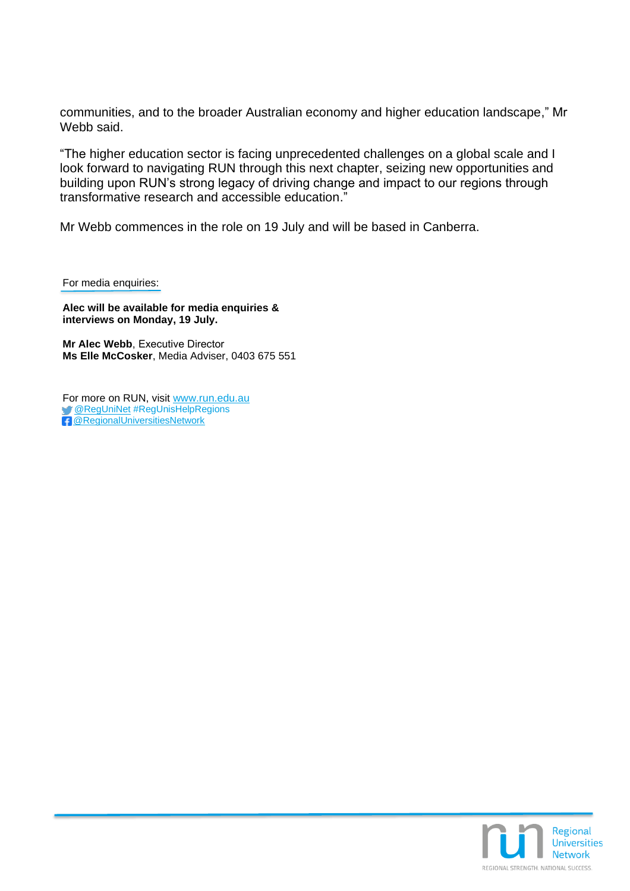communities, and to the broader Australian economy and higher education landscape," Mr Webb said.

"The higher education sector is facing unprecedented challenges on a global scale and I look forward to navigating RUN through this next chapter, seizing new opportunities and building upon RUN's strong legacy of driving change and impact to our regions through transformative research and accessible education."

Mr Webb commences in the role on 19 July and will be based in Canberra.

For media enquiries:

**Alec will be available for media enquiries & interviews on Monday, 19 July.**

**Mr Alec Webb**, Executive Director
**Ms Elle McCosker**, Media Adviser, 0403 675 551

For more on RUN, visit www.run.edu.au
@RegUniNet #RegUnisHelpRegions
@RegionalUniversitiesNetwork